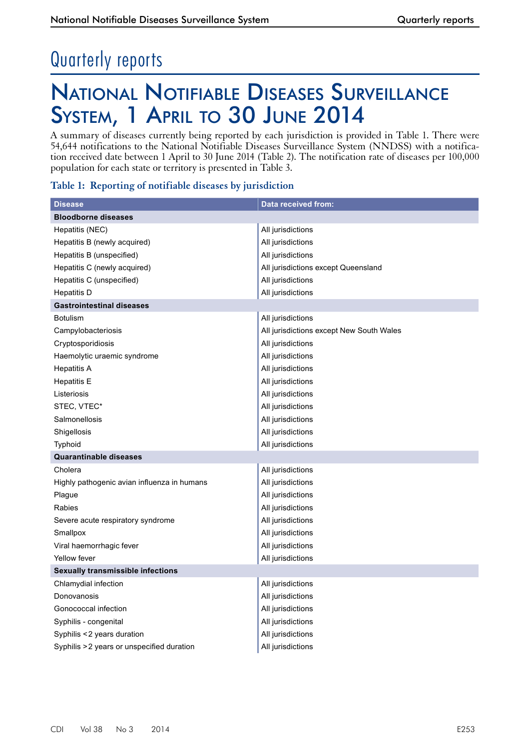# Quarterly reports

## National Notifiable Diseases Surveillance System, 1 April to 30 June 2014

A summary of diseases currently being reported by each jurisdiction is provided in Table 1. There were 54,644 notifications to the National Notifiable Diseases Surveillance System (NNDSS) with a notification received date between 1 April to 30 June 2014 (Table 2). The notification rate of diseases per 100,000 population for each state or territory is presented in Table 3.

### Table 1: Reporting of notifiable diseases by jurisdiction

| Disease | Data received from: |
|---|---|
| **Bloodborne diseases** | |
| Hepatitis (NEC) | All jurisdictions |
| Hepatitis B (newly acquired) | All jurisdictions |
| Hepatitis B (unspecified) | All jurisdictions |
| Hepatitis C (newly acquired) | All jurisdictions except Queensland |
| Hepatitis C (unspecified) | All jurisdictions |
| Hepatitis D | All jurisdictions |
| **Gastrointestinal diseases** | |
| Botulism | All jurisdictions |
| Campylobacteriosis | All jurisdictions except New South Wales |
| Cryptosporidiosis | All jurisdictions |
| Haemolytic uraemic syndrome | All jurisdictions |
| Hepatitis A | All jurisdictions |
| Hepatitis E | All jurisdictions |
| Listeriosis | All jurisdictions |
| STEC, VTEC* | All jurisdictions |
| Salmonellosis | All jurisdictions |
| Shigellosis | All jurisdictions |
| Typhoid | All jurisdictions |
| **Quarantinable diseases** | |
| Cholera | All jurisdictions |
| Highly pathogenic avian influenza in humans | All jurisdictions |
| Plague | All jurisdictions |
| Rabies | All jurisdictions |
| Severe acute respiratory syndrome | All jurisdictions |
| Smallpox | All jurisdictions |
| Viral haemorrhagic fever | All jurisdictions |
| Yellow fever | All jurisdictions |
| **Sexually transmissible infections** | |
| Chlamydial infection | All jurisdictions |
| Donovanosis | All jurisdictions |
| Gonococcal infection | All jurisdictions |
| Syphilis - congenital | All jurisdictions |
| Syphilis <2 years duration | All jurisdictions |
| Syphilis >2 years or unspecified duration | All jurisdictions |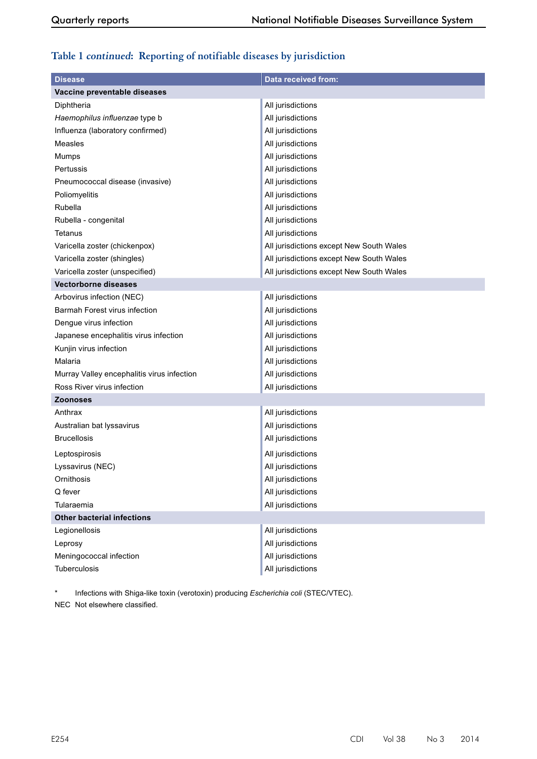## Table 1 *continued*: Reporting of notifiable diseases by jurisdiction

| Disease | Data received from: |
| --- | --- |
| **Vaccine preventable diseases** | |
| Diphtheria | All jurisdictions |
| *Haemophilus influenzae* type b | All jurisdictions |
| Influenza (laboratory confirmed) | All jurisdictions |
| Measles | All jurisdictions |
| Mumps | All jurisdictions |
| Pertussis | All jurisdictions |
| Pneumococcal disease (invasive) | All jurisdictions |
| Poliomyelitis | All jurisdictions |
| Rubella | All jurisdictions |
| Rubella - congenital | All jurisdictions |
| Tetanus | All jurisdictions |
| Varicella zoster (chickenpox) | All jurisdictions except New South Wales |
| Varicella zoster (shingles) | All jurisdictions except New South Wales |
| Varicella zoster (unspecified) | All jurisdictions except New South Wales |
| **Vectorborne diseases** | |
| Arbovirus infection (NEC) | All jurisdictions |
| Barmah Forest virus infection | All jurisdictions |
| Dengue virus infection | All jurisdictions |
| Japanese encephalitis virus infection | All jurisdictions |
| Kunjin virus infection | All jurisdictions |
| Malaria | All jurisdictions |
| Murray Valley encephalitis virus infection | All jurisdictions |
| Ross River virus infection | All jurisdictions |
| **Zoonoses** | |
| Anthrax | All jurisdictions |
| Australian bat lyssavirus | All jurisdictions |
| Brucellosis | All jurisdictions |
| Leptospirosis | All jurisdictions |
| Lyssavirus (NEC) | All jurisdictions |
| Ornithosis | All jurisdictions |
| Q fever | All jurisdictions |
| Tularaemia | All jurisdictions |
| **Other bacterial infections** | |
| Legionellosis | All jurisdictions |
| Leprosy | All jurisdictions |
| Meningococcal infection | All jurisdictions |
| Tuberculosis | All jurisdictions |

\* Infections with Shiga-like toxin (verotoxin) producing *Escherichia coli* (STEC/VTEC).

NEC Not elsewhere classified.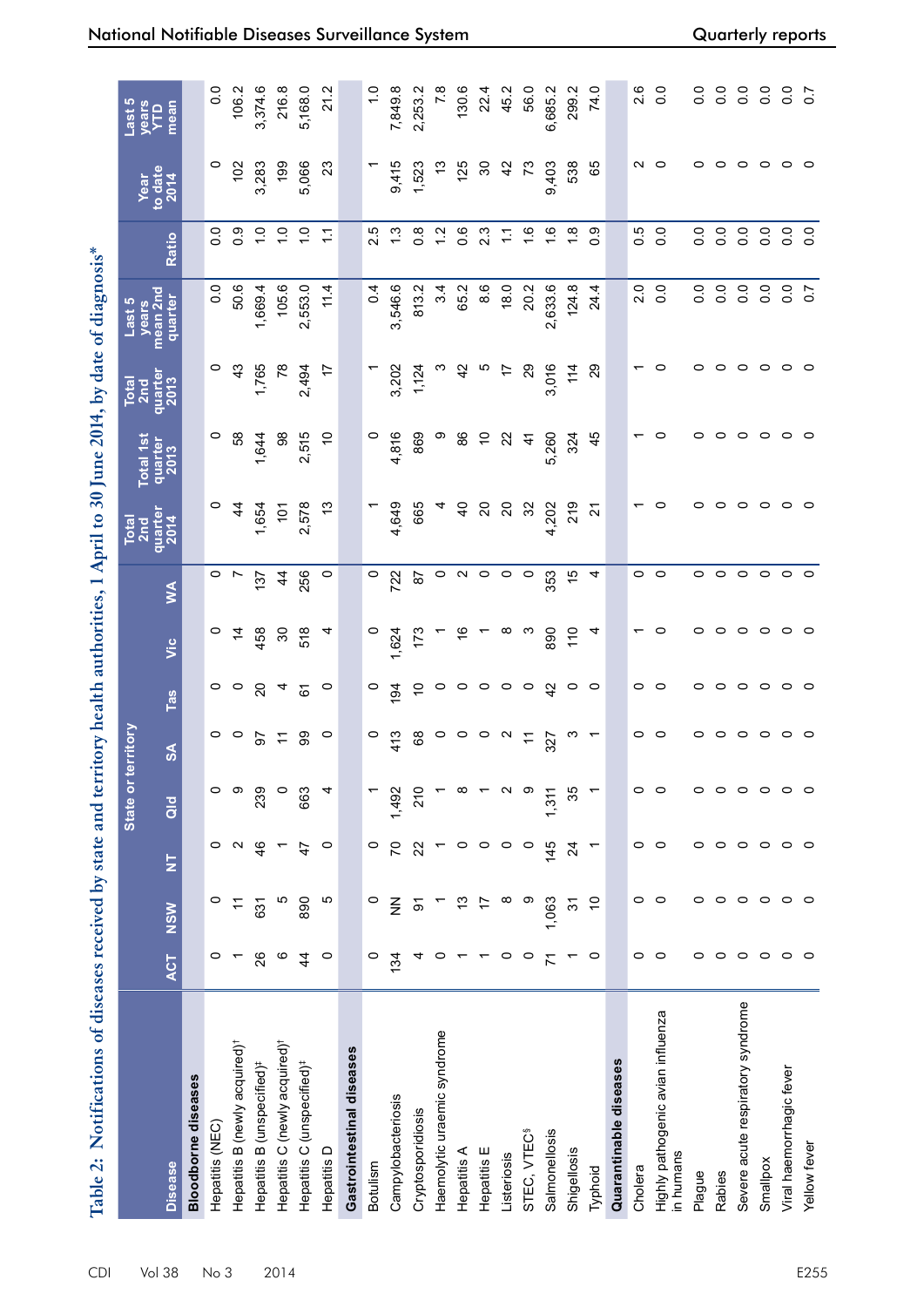## Table 2: Notifications of diseases received by state and territory health authorities, 1 April to 30 June 2014, by date of diagnosis*

| Disease | State or territory | | | | | | | | Total 2nd quarter 2014 | Total 1st quarter 2013 | Total 2nd quarter 2013 | Last 5 years mean 2nd quarter | Ratio | Year to date 2014 | Last 5 years YTD mean |
|---|---|---|---|---|---|---|---|---|---|---|---|---|---|---|---|
| | ACT | NSW | NT | Qld | SA | Tas | Vic | WA | | | | | | | |
| **Bloodborne diseases** | | | | | | | | | | | | | | | |
| Hepatitis (NEC) | 0 | 0 | 0 | 0 | 0 | 0 | 0 | 0 | 0 | 0 | 0 | 0.0 | 0.0 | 0 | 0.0 |
| Hepatitis B (newly acquired)[†] | 1 | 11 | 2 | 9 | 0 | 0 | 14 | 7 | 44 | 58 | 43 | 50.6 | 0.9 | 102 | 106.2 |
| Hepatitis B (unspecified)[‡] | 26 | 631 | 46 | 239 | 97 | 20 | 458 | 137 | 1,654 | 1,644 | 1,765 | 1,669.4 | 1.0 | 3,283 | 3,374.6 |
| Hepatitis C (newly acquired)[†] | 6 | 5 | 1 | 0 | 11 | 4 | 30 | 44 | 101 | 98 | 78 | 105.6 | 1.0 | 199 | 216.8 |
| Hepatitis C (unspecified)[‡] | 44 | 890 | 47 | 663 | 99 | 61 | 518 | 256 | 2,578 | 2,515 | 2,494 | 2,553.0 | 1.0 | 5,066 | 5,168.0 |
| Hepatitis D | 0 | 5 | 0 | 4 | 0 | 0 | 4 | 0 | 13 | 10 | 17 | 11.4 | 1.1 | 23 | 21.2 |
| **Gastrointestinal diseases** | | | | | | | | | | | | | | | |
| Botulism | 0 | 0 | 0 | 1 | 0 | 0 | 0 | 0 | 1 | 0 | 1 | 0.4 | 2.5 | 1 | 1.0 |
| Campylobacteriosis | 134 | NN | 70 | 1,492 | 413 | 194 | 1,624 | 722 | 4,649 | 4,816 | 3,202 | 3,546.6 | 1.3 | 9,415 | 7,849.8 |
| Cryptosporidiosis | 4 | 91 | 22 | 210 | 68 | 10 | 173 | 87 | 665 | 869 | 1,124 | 813.2 | 0.8 | 1,523 | 2,253.2 |
| Haemolytic uraemic syndrome | 0 | 1 | 1 | 1 | 0 | 0 | 1 | 0 | 4 | 9 | 3 | 3.4 | 1.2 | 13 | 7.8 |
| Hepatitis A | 1 | 13 | 0 | 8 | 0 | 0 | 16 | 2 | 40 | 86 | 42 | 65.2 | 0.6 | 125 | 130.6 |
| Hepatitis E | 1 | 17 | 0 | 1 | 0 | 0 | 1 | 0 | 20 | 10 | 5 | 8.6 | 2.3 | 30 | 22.4 |
| Listeriosis | 0 | 8 | 0 | 2 | 2 | 0 | 8 | 0 | 20 | 22 | 17 | 18.0 | 1.1 | 42 | 45.2 |
| STEC, VTEC[§] | 0 | 9 | 0 | 9 | 11 | 0 | 3 | 0 | 32 | 41 | 29 | 20.2 | 1.6 | 73 | 56.0 |
| Salmonellosis | 71 | 1,063 | 145 | 1,311 | 327 | 42 | 890 | 353 | 4,202 | 5,260 | 3,016 | 2,633.6 | 1.6 | 9,403 | 6,685.2 |
| Shigellosis | 1 | 31 | 24 | 35 | 3 | 0 | 110 | 15 | 219 | 324 | 114 | 124.8 | 1.8 | 538 | 299.2 |
| Typhoid | 0 | 10 | 1 | 1 | 1 | 0 | 4 | 4 | 21 | 45 | 29 | 24.4 | 0.9 | 65 | 74.0 |
| **Quarantinable diseases** | | | | | | | | | | | | | | | |
| Cholera | 0 | 0 | 0 | 0 | 0 | 0 | 1 | 0 | 1 | 1 | 1 | 2.0 | 0.5 | 2 | 2.6 |
| Highly pathogenic avian influenza in humans | 0 | 0 | 0 | 0 | 0 | 0 | 0 | 0 | 0 | 0 | 0 | 0.0 | 0.0 | 0 | 0.0 |
| Plague | 0 | 0 | 0 | 0 | 0 | 0 | 0 | 0 | 0 | 0 | 0 | 0.0 | 0.0 | 0 | 0.0 |
| Rabies | 0 | 0 | 0 | 0 | 0 | 0 | 0 | 0 | 0 | 0 | 0 | 0.0 | 0.0 | 0 | 0.0 |
| Severe acute respiratory syndrome | 0 | 0 | 0 | 0 | 0 | 0 | 0 | 0 | 0 | 0 | 0 | 0.0 | 0.0 | 0 | 0.0 |
| Smallpox | 0 | 0 | 0 | 0 | 0 | 0 | 0 | 0 | 0 | 0 | 0 | 0.0 | 0.0 | 0 | 0.0 |
| Viral haemorrhagic fever | 0 | 0 | 0 | 0 | 0 | 0 | 0 | 0 | 0 | 0 | 0 | 0.0 | 0.0 | 0 | 0.0 |
| Yellow fever | 0 | 0 | 0 | 0 | 0 | 0 | 0 | 0 | 0 | 0 | 0 | 0.7 | 0.0 | 0 | 0.7 |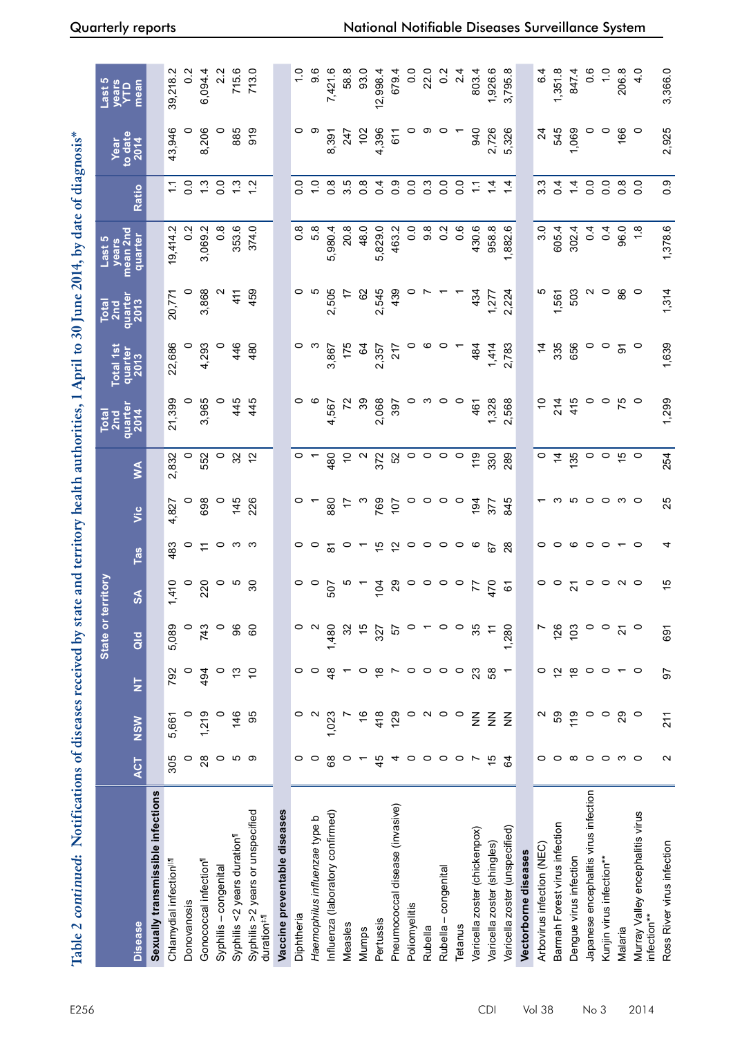Table 2 *continued*: Notifications of diseases received by state and territory health authorities, 1 April to 30 June 2014, by date of diagnosis*

| Disease | State or territory | | | | | | | | Total 2nd quarter 2014 | Total 1st quarter 2013 | Total 2nd quarter 2013 | Last 5 years mean 2nd quarter | Ratio | Year to date 2014 | Last 5 years YTD mean |
|---|---|---|---|---|---|---|---|---|---|---|---|---|---|---|---|
| | ACT | NSW | NT | Qld | SA | Tas | Vic | WA | | | | | | | |
| **Sexually transmissible infections** | | | | | | | | | | | | | | | |
| Chlamydial infection[‖,¶] | 305 | 5,661 | 792 | 5,089 | 1,410 | 483 | 4,827 | 2,832 | 21,399 | 22,686 | 20,771 | 19,414.2 | 1.1 | 43,946 | 39,218.2 |
| Donovanosis | 0 | 0 | 0 | 0 | 0 | 0 | 0 | 0 | 0 | 0 | 0 | 0.2 | 0.0 | 0 | 0.2 |
| Gonococcal infection[¶] | 28 | 1,219 | 494 | 743 | 220 | 11 | 698 | 552 | 3,965 | 4,293 | 3,868 | 3,069.2 | 1.3 | 8,206 | 6,094.4 |
| Syphilis – congenital | 0 | 0 | 0 | 0 | 0 | 0 | 0 | 0 | 0 | 0 | 2 | 0.8 | 0.0 | 0 | 2.2 |
| Syphilis <2 years duration[¶] | 5 | 146 | 13 | 96 | 5 | 3 | 145 | 32 | 445 | 446 | 411 | 353.6 | 1.3 | 885 | 715.6 |
| Syphilis >2 years or unspecified duration[‡,¶] | 9 | 95 | 10 | 60 | 30 | 3 | 226 | 12 | 445 | 480 | 459 | 374.0 | 1.2 | 919 | 713.0 |
| **Vaccine preventable diseases** | | | | | | | | | | | | | | | |
| Diphtheria | 0 | 0 | 0 | 0 | 0 | 0 | 0 | 0 | 0 | 0 | 0 | 0.8 | 0.0 | 0 | 1.0 |
| *Haemophilus influenzae* type b | 0 | 2 | 0 | 2 | 0 | 0 | 1 | 1 | 6 | 3 | 5 | 5.8 | 1.0 | 9 | 9.6 |
| Influenza (laboratory confirmed) | 68 | 1,023 | 48 | 1,480 | 507 | 81 | 880 | 480 | 4,567 | 3,867 | 2,505 | 5,980.4 | 0.8 | 8,391 | 7,421.6 |
| Measles | 0 | 7 | 1 | 32 | 5 | 0 | 17 | 10 | 72 | 175 | 17 | 20.8 | 3.5 | 247 | 58.8 |
| Mumps | 1 | 16 | 0 | 15 | 1 | 1 | 3 | 2 | 39 | 64 | 62 | 48.0 | 0.8 | 102 | 93.0 |
| Pertussis | 45 | 418 | 18 | 327 | 104 | 15 | 769 | 372 | 2,068 | 2,357 | 2,545 | 5,829.0 | 0.4 | 4,396 | 12,998.4 |
| Pneumococcal disease (invasive) | 4 | 129 | 7 | 57 | 29 | 12 | 107 | 52 | 397 | 217 | 439 | 463.2 | 0.9 | 611 | 679.4 |
| Poliomyelitis | 0 | 0 | 0 | 0 | 0 | 0 | 0 | 0 | 0 | 0 | 0 | 0.0 | 0.0 | 0 | 0.0 |
| Rubella | 0 | 2 | 0 | 1 | 0 | 0 | 0 | 0 | 3 | 6 | 7 | 9.8 | 0.3 | 9 | 22.0 |
| Rubella – congenital | 0 | 0 | 0 | 0 | 0 | 0 | 0 | 0 | 0 | 0 | 1 | 0.2 | 0.0 | 0 | 0.2 |
| Tetanus | 0 | 0 | 0 | 0 | 0 | 0 | 0 | 0 | 0 | 1 | 1 | 0.6 | 0.0 | 1 | 2.4 |
| Varicella zoster (chickenpox) | 7 | NN | 23 | 35 | 77 | 6 | 194 | 119 | 461 | 484 | 434 | 430.6 | 1.1 | 940 | 803.4 |
| Varicella zoster (shingles) | 15 | NN | 58 | 11 | 470 | 67 | 377 | 330 | 1,328 | 1,414 | 1,277 | 958.8 | 1.4 | 2,726 | 1,926.6 |
| Varicella zoster (unspecified) | 64 | NN | 1 | 1,280 | 61 | 28 | 845 | 289 | 2,568 | 2,783 | 2,224 | 1,882.6 | 1.4 | 5,326 | 3,795.8 |
| **Vectorborne diseases** | | | | | | | | | | | | | | | |
| Arbovirus infection (NEC) | 0 | 2 | 0 | 7 | 0 | 0 | 1 | 0 | 10 | 14 | 5 | 3.0 | 3.3 | 24 | 6.4 |
| Barmah Forest virus infection | 0 | 59 | 12 | 126 | 0 | 0 | 3 | 14 | 214 | 335 | 1,561 | 605.4 | 0.4 | 545 | 1,351.8 |
| Dengue virus infection | 8 | 119 | 18 | 103 | 21 | 6 | 5 | 135 | 415 | 656 | 503 | 302.4 | 1.4 | 1,069 | 847.4 |
| Japanese encephalitis virus infection | 0 | 0 | 0 | 0 | 0 | 0 | 0 | 0 | 0 | 0 | 2 | 0.4 | 0.0 | 0 | 0.6 |
| Kunjin virus infection** | 0 | 0 | 0 | 0 | 0 | 0 | 0 | 0 | 0 | 0 | 0 | 0.4 | 0.0 | 0 | 1.0 |
| Malaria | 3 | 29 | 1 | 21 | 2 | 1 | 3 | 15 | 75 | 91 | 86 | 96.0 | 0.8 | 166 | 206.8 |
| Murray Valley encephalitis virus infection** | 0 | 0 | 0 | 0 | 0 | 0 | 0 | 0 | 0 | 0 | 0 | 1.8 | 0.0 | 0 | 4.0 |
| Ross River virus infection | 2 | 211 | 97 | 691 | 15 | 4 | 25 | 254 | 1,299 | 1,639 | 1,314 | 1,378.6 | 0.9 | 2,925 | 3,366.0 |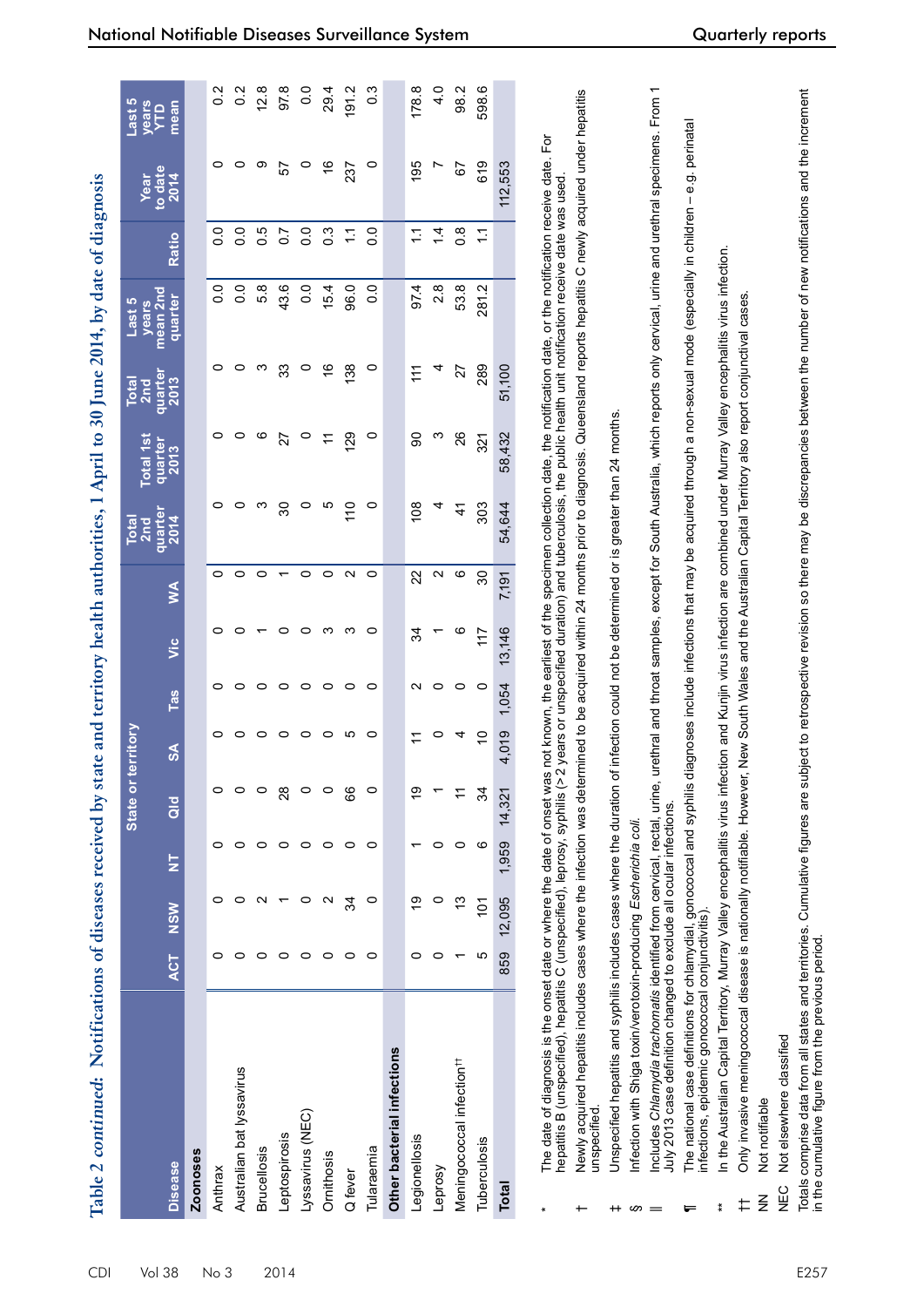# Table 2 *continued*: Notifications of diseases received by state and territory health authorities, 1 April to 30 June 2014, by date of diagnosis

| Disease | State or territory | | | | | | | | Total 2nd quarter 2014 | Total 1st quarter 2013 | Total 2nd quarter 2013 | Last 5 years mean 2nd quarter | Ratio | Year to date 2014 | Last 5 years YTD mean |
|---|---|---|---|---|---|---|---|---|---|---|---|---|---|---|---|
| | ACT | NSW | NT | Qld | SA | Tas | Vic | WA | | | | | | | |
| **Zoonoses** | | | | | | | | | | | | | | | |
| Anthrax | 0 | 0 | 0 | 0 | 0 | 0 | 0 | 0 | 0 | 0 | 0 | 0.0 | 0.0 | 0 | 0.2 |
| Australian bat lyssavirus | 0 | 0 | 0 | 0 | 0 | 0 | 0 | 0 | 0 | 0 | 0 | 0.0 | 0.0 | 0 | 0.2 |
| Brucellosis | 0 | 2 | 0 | 0 | 0 | 0 | 1 | 0 | 3 | 6 | 3 | 5.8 | 0.5 | 9 | 12.8 |
| Leptospirosis | 0 | 1 | 0 | 28 | 0 | 0 | 0 | 1 | 30 | 27 | 33 | 43.6 | 0.7 | 57 | 97.8 |
| Lyssavirus (NEC) | 0 | 0 | 0 | 0 | 0 | 0 | 0 | 0 | 0 | 0 | 0 | 0.0 | 0.0 | 0 | 0.0 |
| Ornithosis | 0 | 2 | 0 | 0 | 0 | 0 | 3 | 0 | 5 | 11 | 16 | 15.4 | 0.3 | 16 | 29.4 |
| Q fever | 0 | 34 | 0 | 66 | 5 | 0 | 3 | 2 | 110 | 129 | 138 | 96.0 | 1.1 | 237 | 191.2 |
| Tularaemia | 0 | 0 | 0 | 0 | 0 | 0 | 0 | 0 | 0 | 0 | 0 | 0.0 | 0.0 | 0 | 0.3 |
| **Other bacterial infections** | | | | | | | | | | | | | | | |
| Legionellosis | 0 | 19 | 1 | 19 | 11 | 2 | 34 | 22 | 108 | 90 | 111 | 97.4 | 1.1 | 195 | 178.8 |
| Leprosy | 0 | 0 | 0 | 1 | 0 | 0 | 1 | 2 | 4 | 3 | 4 | 2.8 | 1.4 | 7 | 4.0 |
| Meningococcal infection†† | 1 | 13 | 0 | 11 | 4 | 0 | 6 | 6 | 41 | 26 | 27 | 53.8 | 0.8 | 67 | 98.2 |
| Tuberculosis | 5 | 101 | 6 | 34 | 10 | 0 | 117 | 30 | 303 | 321 | 289 | 281.2 | 1.1 | 619 | 598.6 |
| **Total** | 859 | 12,095 | 1,959 | 14,321 | 4,019 | 1,054 | 13,146 | 7,191 | 54,644 | 58,432 | 51,100 | | | 112,553 | |

\* The date of diagnosis is the onset date or where the date of onset was not known, the earliest of the specimen collection date, the notification date, or the notification receive date. For hepatitis B (unspecified), hepatitis C (unspecified), leprosy, syphilis (> 2 years or unspecified duration) and tuberculosis, the public health unit notification receive date was used.

† Newly acquired hepatitis includes cases where the infection was determined to be acquired within 24 months prior to diagnosis. Queensland reports hepatitis C newly acquired under hepatitis unspecified.

‡ Unspecified hepatitis and syphilis includes cases where the duration of infection could not be determined or is greater than 24 months.

§ Infection with Shiga toxin/verotoxin-producing *Escherichia coli.*

|| Includes *Chlamydia trachomatis* identified from cervical, rectal, urine, urethral and throat samples, except for South Australia, which reports only cervical, urine and urethral specimens. From 1 July 2013 case definition changed to exclude all ocular infections.

¶ The national case definitions for chlamydial, gonococcal and syphilis diagnoses include infections that may be acquired through a non-sexual mode (especially in children – e.g. perinatal infections, epidemic gonococcal conjunctivitis).

\*\* In the Australian Capital Territory, Murray Valley encephalitis virus infection and Kunjin virus infection are combined under Murray Valley encephalitis virus infection.

†† Only invasive meningococcal disease is nationally notifiable. However, New South Wales and the Australian Capital Territory also report conjunctival cases.

NN Not notifiable

NEC Not elsewhere classified

Totals comprise data from all states and territories. Cumulative figures are subject to retrospective revision so there may be discrepancies between the number of new notifications and the increment in the cumulative figure from the previous period.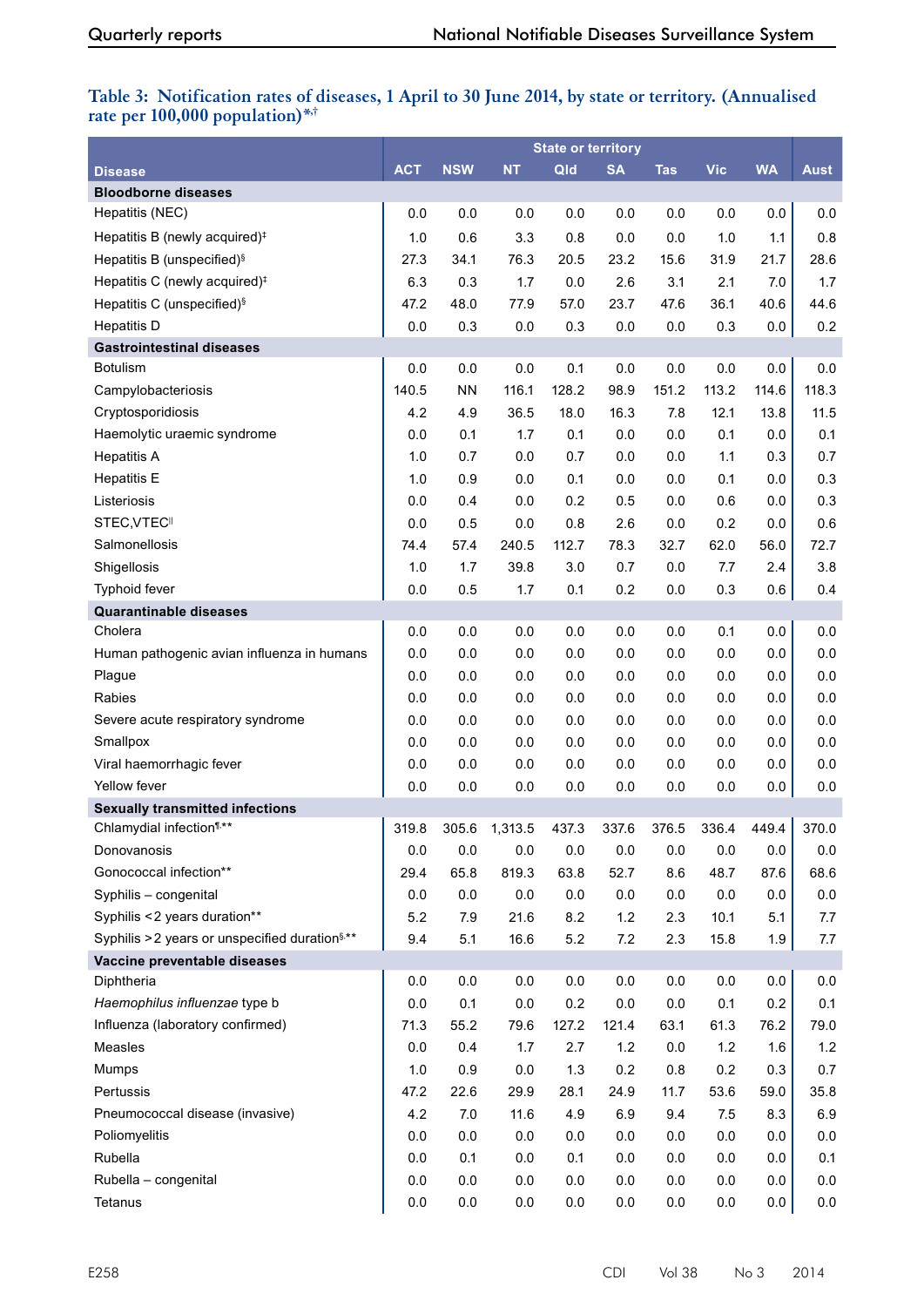**Table 3: Notification rates of diseases, 1 April to 30 June 2014, by state or territory. (Annualised rate per 100,000 population)*,†**

| Disease | State or territory | | | | | | | | |
|---|---|---|---|---|---|---|---|---|---|
| | ACT | NSW | NT | Qld | SA | Tas | Vic | WA | Aust |
| **Bloodborne diseases** | | | | | | | | | |
| Hepatitis (NEC) | 0.0 | 0.0 | 0.0 | 0.0 | 0.0 | 0.0 | 0.0 | 0.0 | 0.0 |
| Hepatitis B (newly acquired)‡ | 1.0 | 0.6 | 3.3 | 0.8 | 0.0 | 0.0 | 1.0 | 1.1 | 0.8 |
| Hepatitis B (unspecified)§ | 27.3 | 34.1 | 76.3 | 20.5 | 23.2 | 15.6 | 31.9 | 21.7 | 28.6 |
| Hepatitis C (newly acquired)‡ | 6.3 | 0.3 | 1.7 | 0.0 | 2.6 | 3.1 | 2.1 | 7.0 | 1.7 |
| Hepatitis C (unspecified)§ | 47.2 | 48.0 | 77.9 | 57.0 | 23.7 | 47.6 | 36.1 | 40.6 | 44.6 |
| Hepatitis D | 0.0 | 0.3 | 0.0 | 0.3 | 0.0 | 0.0 | 0.3 | 0.0 | 0.2 |
| **Gastrointestinal diseases** | | | | | | | | | |
| Botulism | 0.0 | 0.0 | 0.0 | 0.1 | 0.0 | 0.0 | 0.0 | 0.0 | 0.0 |
| Campylobacteriosis | 140.5 | NN | 116.1 | 128.2 | 98.9 | 151.2 | 113.2 | 114.6 | 118.3 |
| Cryptosporidiosis | 4.2 | 4.9 | 36.5 | 18.0 | 16.3 | 7.8 | 12.1 | 13.8 | 11.5 |
| Haemolytic uraemic syndrome | 0.0 | 0.1 | 1.7 | 0.1 | 0.0 | 0.0 | 0.1 | 0.0 | 0.1 |
| Hepatitis A | 1.0 | 0.7 | 0.0 | 0.7 | 0.0 | 0.0 | 1.1 | 0.3 | 0.7 |
| Hepatitis E | 1.0 | 0.9 | 0.0 | 0.1 | 0.0 | 0.0 | 0.1 | 0.0 | 0.3 |
| Listeriosis | 0.0 | 0.4 | 0.0 | 0.2 | 0.5 | 0.0 | 0.6 | 0.0 | 0.3 |
| STEC,VTEC‖ | 0.0 | 0.5 | 0.0 | 0.8 | 2.6 | 0.0 | 0.2 | 0.0 | 0.6 |
| Salmonellosis | 74.4 | 57.4 | 240.5 | 112.7 | 78.3 | 32.7 | 62.0 | 56.0 | 72.7 |
| Shigellosis | 1.0 | 1.7 | 39.8 | 3.0 | 0.7 | 0.0 | 7.7 | 2.4 | 3.8 |
| Typhoid fever | 0.0 | 0.5 | 1.7 | 0.1 | 0.2 | 0.0 | 0.3 | 0.6 | 0.4 |
| **Quarantinable diseases** | | | | | | | | | |
| Cholera | 0.0 | 0.0 | 0.0 | 0.0 | 0.0 | 0.0 | 0.1 | 0.0 | 0.0 |
| Human pathogenic avian influenza in humans | 0.0 | 0.0 | 0.0 | 0.0 | 0.0 | 0.0 | 0.0 | 0.0 | 0.0 |
| Plague | 0.0 | 0.0 | 0.0 | 0.0 | 0.0 | 0.0 | 0.0 | 0.0 | 0.0 |
| Rabies | 0.0 | 0.0 | 0.0 | 0.0 | 0.0 | 0.0 | 0.0 | 0.0 | 0.0 |
| Severe acute respiratory syndrome | 0.0 | 0.0 | 0.0 | 0.0 | 0.0 | 0.0 | 0.0 | 0.0 | 0.0 |
| Smallpox | 0.0 | 0.0 | 0.0 | 0.0 | 0.0 | 0.0 | 0.0 | 0.0 | 0.0 |
| Viral haemorrhagic fever | 0.0 | 0.0 | 0.0 | 0.0 | 0.0 | 0.0 | 0.0 | 0.0 | 0.0 |
| Yellow fever | 0.0 | 0.0 | 0.0 | 0.0 | 0.0 | 0.0 | 0.0 | 0.0 | 0.0 |
| **Sexually transmitted infections** | | | | | | | | | |
| Chlamydial infection¶,** | 319.8 | 305.6 | 1,313.5 | 437.3 | 337.6 | 376.5 | 336.4 | 449.4 | 370.0 |
| Donovanosis | 0.0 | 0.0 | 0.0 | 0.0 | 0.0 | 0.0 | 0.0 | 0.0 | 0.0 |
| Gonococcal infection** | 29.4 | 65.8 | 819.3 | 63.8 | 52.7 | 8.6 | 48.7 | 87.6 | 68.6 |
| Syphilis – congenital | 0.0 | 0.0 | 0.0 | 0.0 | 0.0 | 0.0 | 0.0 | 0.0 | 0.0 |
| Syphilis <2 years duration** | 5.2 | 7.9 | 21.6 | 8.2 | 1.2 | 2.3 | 10.1 | 5.1 | 7.7 |
| Syphilis >2 years or unspecified duration§,** | 9.4 | 5.1 | 16.6 | 5.2 | 7.2 | 2.3 | 15.8 | 1.9 | 7.7 |
| **Vaccine preventable diseases** | | | | | | | | | |
| Diphtheria | 0.0 | 0.0 | 0.0 | 0.0 | 0.0 | 0.0 | 0.0 | 0.0 | 0.0 |
| *Haemophilus influenzae* type b | 0.0 | 0.1 | 0.0 | 0.2 | 0.0 | 0.0 | 0.1 | 0.2 | 0.1 |
| Influenza (laboratory confirmed) | 71.3 | 55.2 | 79.6 | 127.2 | 121.4 | 63.1 | 61.3 | 76.2 | 79.0 |
| Measles | 0.0 | 0.4 | 1.7 | 2.7 | 1.2 | 0.0 | 1.2 | 1.6 | 1.2 |
| Mumps | 1.0 | 0.9 | 0.0 | 1.3 | 0.2 | 0.8 | 0.2 | 0.3 | 0.7 |
| Pertussis | 47.2 | 22.6 | 29.9 | 28.1 | 24.9 | 11.7 | 53.6 | 59.0 | 35.8 |
| Pneumococcal disease (invasive) | 4.2 | 7.0 | 11.6 | 4.9 | 6.9 | 9.4 | 7.5 | 8.3 | 6.9 |
| Poliomyelitis | 0.0 | 0.0 | 0.0 | 0.0 | 0.0 | 0.0 | 0.0 | 0.0 | 0.0 |
| Rubella | 0.0 | 0.1 | 0.0 | 0.1 | 0.0 | 0.0 | 0.0 | 0.0 | 0.1 |
| Rubella – congenital | 0.0 | 0.0 | 0.0 | 0.0 | 0.0 | 0.0 | 0.0 | 0.0 | 0.0 |
| Tetanus | 0.0 | 0.0 | 0.0 | 0.0 | 0.0 | 0.0 | 0.0 | 0.0 | 0.0 |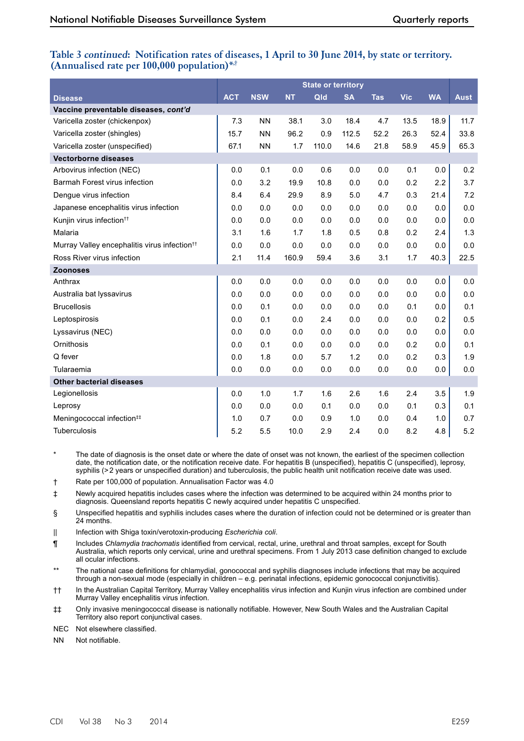### Table 3 *continued*: Notification rates of diseases, 1 April to 30 June 2014, by state or territory. (Annualised rate per 100,000 population)*,†

| Disease | State or territory | | | | | | | | |
|---|---|---|---|---|---|---|---|---|---|
| | ACT | NSW | NT | Qld | SA | Tas | Vic | WA | Aust |
| **Vaccine preventable diseases, *cont'd*** | | | | | | | | | |
| Varicella zoster (chickenpox) | 7.3 | NN | 38.1 | 3.0 | 18.4 | 4.7 | 13.5 | 18.9 | 11.7 |
| Varicella zoster (shingles) | 15.7 | NN | 96.2 | 0.9 | 112.5 | 52.2 | 26.3 | 52.4 | 33.8 |
| Varicella zoster (unspecified) | 67.1 | NN | 1.7 | 110.0 | 14.6 | 21.8 | 58.9 | 45.9 | 65.3 |
| **Vectorborne diseases** | | | | | | | | | |
| Arbovirus infection (NEC) | 0.0 | 0.1 | 0.0 | 0.6 | 0.0 | 0.0 | 0.1 | 0.0 | 0.2 |
| Barmah Forest virus infection | 0.0 | 3.2 | 19.9 | 10.8 | 0.0 | 0.0 | 0.2 | 2.2 | 3.7 |
| Dengue virus infection | 8.4 | 6.4 | 29.9 | 8.9 | 5.0 | 4.7 | 0.3 | 21.4 | 7.2 |
| Japanese encephalitis virus infection | 0.0 | 0.0 | 0.0 | 0.0 | 0.0 | 0.0 | 0.0 | 0.0 | 0.0 |
| Kunjin virus infection†† | 0.0 | 0.0 | 0.0 | 0.0 | 0.0 | 0.0 | 0.0 | 0.0 | 0.0 |
| Malaria | 3.1 | 1.6 | 1.7 | 1.8 | 0.5 | 0.8 | 0.2 | 2.4 | 1.3 |
| Murray Valley encephalitis virus infection†† | 0.0 | 0.0 | 0.0 | 0.0 | 0.0 | 0.0 | 0.0 | 0.0 | 0.0 |
| Ross River virus infection | 2.1 | 11.4 | 160.9 | 59.4 | 3.6 | 3.1 | 1.7 | 40.3 | 22.5 |
| **Zoonoses** | | | | | | | | | |
| Anthrax | 0.0 | 0.0 | 0.0 | 0.0 | 0.0 | 0.0 | 0.0 | 0.0 | 0.0 |
| Australia bat lyssavirus | 0.0 | 0.0 | 0.0 | 0.0 | 0.0 | 0.0 | 0.0 | 0.0 | 0.0 |
| Brucellosis | 0.0 | 0.1 | 0.0 | 0.0 | 0.0 | 0.0 | 0.1 | 0.0 | 0.1 |
| Leptospirosis | 0.0 | 0.1 | 0.0 | 2.4 | 0.0 | 0.0 | 0.0 | 0.2 | 0.5 |
| Lyssavirus (NEC) | 0.0 | 0.0 | 0.0 | 0.0 | 0.0 | 0.0 | 0.0 | 0.0 | 0.0 |
| Ornithosis | 0.0 | 0.1 | 0.0 | 0.0 | 0.0 | 0.0 | 0.2 | 0.0 | 0.1 |
| Q fever | 0.0 | 1.8 | 0.0 | 5.7 | 1.2 | 0.0 | 0.2 | 0.3 | 1.9 |
| Tularaemia | 0.0 | 0.0 | 0.0 | 0.0 | 0.0 | 0.0 | 0.0 | 0.0 | 0.0 |
| **Other bacterial diseases** | | | | | | | | | |
| Legionellosis | 0.0 | 1.0 | 1.7 | 1.6 | 2.6 | 1.6 | 2.4 | 3.5 | 1.9 |
| Leprosy | 0.0 | 0.0 | 0.0 | 0.1 | 0.0 | 0.0 | 0.1 | 0.3 | 0.1 |
| Meningococcal infection‡‡ | 1.0 | 0.7 | 0.0 | 0.9 | 1.0 | 0.0 | 0.4 | 1.0 | 0.7 |
| Tuberculosis | 5.2 | 5.5 | 10.0 | 2.9 | 2.4 | 0.0 | 8.2 | 4.8 | 5.2 |

\* The date of diagnosis is the onset date or where the date of onset was not known, the earliest of the specimen collection date, the notification date, or the notification receive date. For hepatitis B (unspecified), hepatitis C (unspecified), leprosy, syphilis (>2 years or unspecified duration) and tuberculosis, the public health unit notification receive date was used.

† Rate per 100,000 of population. Annualisation Factor was 4.0

‡ Newly acquired hepatitis includes cases where the infection was determined to be acquired within 24 months prior to diagnosis. Queensland reports hepatitis C newly acquired under hepatitis C unspecified.

§ Unspecified hepatitis and syphilis includes cases where the duration of infection could not be determined or is greater than 24 months.

|| Infection with Shiga toxin/verotoxin-producing *Escherichia coli*.

¶ Includes *Chlamydia trachomatis* identified from cervical, rectal, urine, urethral and throat samples, except for South Australia, which reports only cervical, urine and urethral specimens. From 1 July 2013 case definition changed to exclude all ocular infections.

** The national case definitions for chlamydial, gonococcal and syphilis diagnoses include infections that may be acquired through a non-sexual mode (especially in children – e.g. perinatal infections, epidemic gonococcal conjunctivitis).

†† In the Australian Capital Territory, Murray Valley encephalitis virus infection and Kunjin virus infection are combined under Murray Valley encephalitis virus infection.

‡‡ Only invasive meningococcal disease is nationally notifiable. However, New South Wales and the Australian Capital Territory also report conjunctival cases.

NEC Not elsewhere classified.

NN Not notifiable.